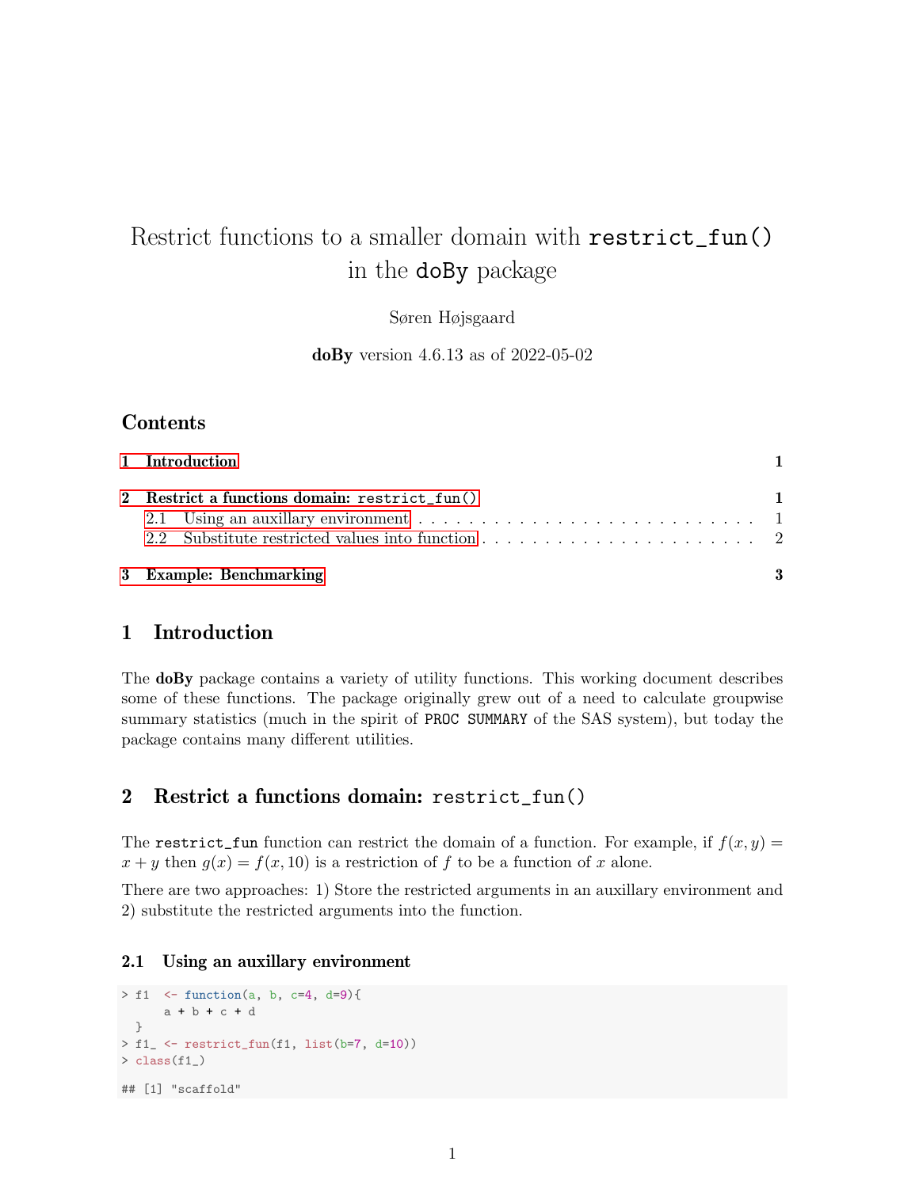# Restrict functions to a smaller domain with `restrict_fun()` in the `doBy` package

Søren Højsgaard

**doBy** version 4.6.13 as of 2022-05-02

## Contents

- **1 Introduction** — 1
- **2 Restrict a functions domain: `restrict_fun()`** — 1
  - 2.1 Using an auxillary environment — 1
  - 2.2 Substitute restricted values into function — 2
- **3 Example: Benchmarking** — 3

## 1 Introduction

The **doBy** package contains a variety of utility functions. This working document describes some of these functions. The package originally grew out of a need to calculate groupwise summary statistics (much in the spirit of `PROC SUMMARY` of the SAS system), but today the package contains many different utilities.

## 2 Restrict a functions domain: `restrict_fun()`

The `restrict_fun` function can restrict the domain of a function. For example, if $f(x, y) = x + y$ then $g(x) = f(x, 10)$ is a restriction of $f$ to be a function of $x$ alone.

There are two approaches: 1) Store the restricted arguments in an auxillary environment and 2) substitute the restricted arguments into the function.

### 2.1 Using an auxillary environment

```
> f1  <- function(a, b, c=4, d=9){
      a + b + c + d
  }
> f1_ <- restrict_fun(f1, list(b=7, d=10))
> class(f1_)

## [1] "scaffold"
```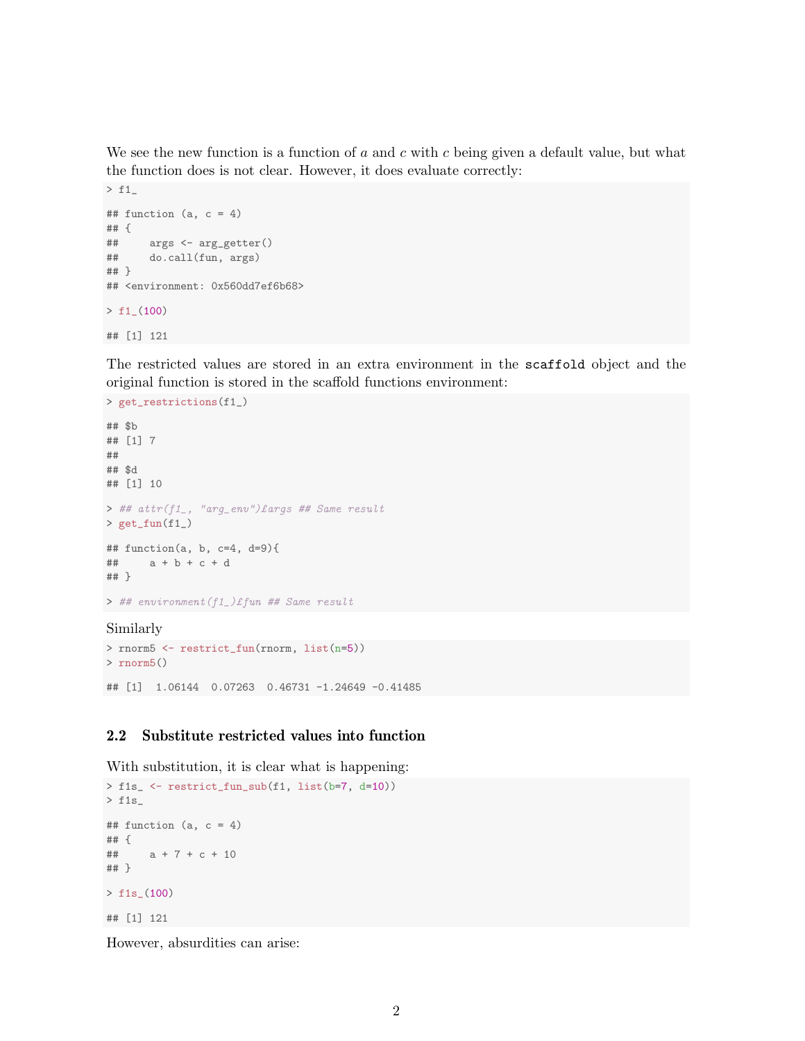We see the new function is a function of $a$ and $c$ with $c$ being given a default value, but what the function does is not clear. However, it does evaluate correctly:

```
> f1_

## function (a, c = 4)
## {
##     args <- arg_getter()
##     do.call(fun, args)
## }
## <environment: 0x560dd7ef6b68>

> f1_(100)

## [1] 121
```

The restricted values are stored in an extra environment in the `scaffold` object and the original function is stored in the scaffold functions environment:

```
> get_restrictions(f1_)

## $b
## [1] 7
##
## $d
## [1] 10

> ## attr(f1_, "arg_env")£args ## Same result
> get_fun(f1_)

## function(a, b, c=4, d=9){
##     a + b + c + d
## }

> ## environment(f1_)£fun ## Same result
```

Similarly

```
> rnorm5 <- restrict_fun(rnorm, list(n=5))
> rnorm5()

## [1]  1.06144  0.07263  0.46731 -1.24649 -0.41485
```

### 2.2 Substitute restricted values into function

With substitution, it is clear what is happening:

```
> f1s_ <- restrict_fun_sub(f1, list(b=7, d=10))
> f1s_

## function (a, c = 4)
## {
##     a + 7 + c + 10
## }

> f1s_(100)

## [1] 121
```

However, absurdities can arise: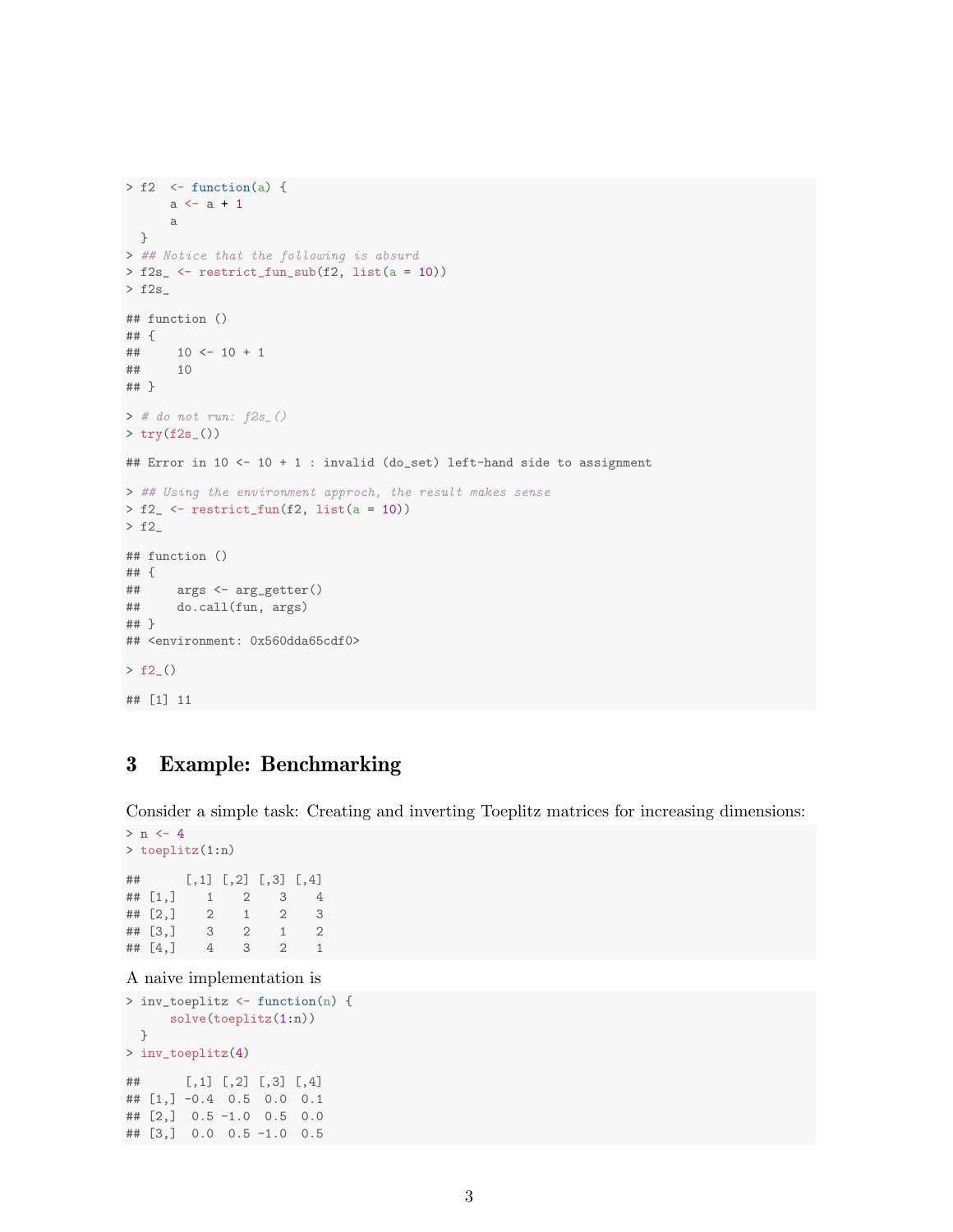```
> f2  <- function(a) {
      a <- a + 1
      a
  }
> ## Notice that the following is absurd
> f2s_ <- restrict_fun_sub(f2, list(a = 10))
> f2s_

## function ()
## {
##     10 <- 10 + 1
##     10
## }

> # do not run: f2s_()
> try(f2s_())

## Error in 10 <- 10 + 1 : invalid (do_set) left-hand side to assignment

> ## Using the environment approch, the result makes sense
> f2_ <- restrict_fun(f2, list(a = 10))
> f2_

## function ()
## {
##     args <- arg_getter()
##     do.call(fun, args)
## }
## <environment: 0x560dda65cdf0>

> f2_()

## [1] 11
```

## 3 Example: Benchmarking

Consider a simple task: Creating and inverting Toeplitz matrices for increasing dimensions:

```
> n <- 4
> toeplitz(1:n)

##      [,1] [,2] [,3] [,4]
## [1,]    1    2    3    4
## [2,]    2    1    2    3
## [3,]    3    2    1    2
## [4,]    4    3    2    1
```

A naive implementation is

```
> inv_toeplitz <- function(n) {
      solve(toeplitz(1:n))
  }
> inv_toeplitz(4)

##      [,1] [,2] [,3] [,4]
## [1,] -0.4  0.5  0.0  0.1
## [2,]  0.5 -1.0  0.5  0.0
## [3,]  0.0  0.5 -1.0  0.5
```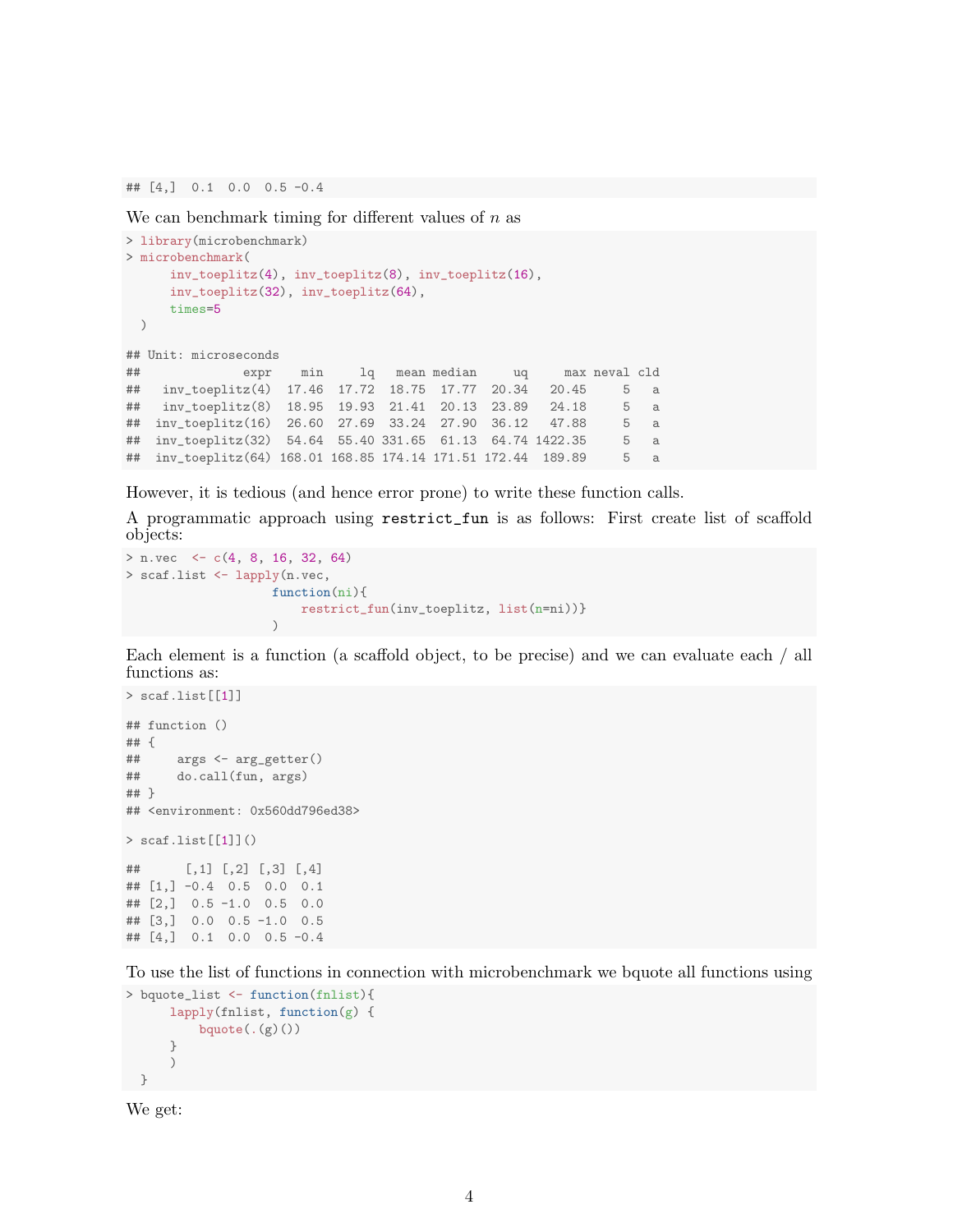```
## [4,]  0.1  0.0  0.5 -0.4
```

We can benchmark timing for different values of $n$ as

```
> library(microbenchmark)
> microbenchmark(
      inv_toeplitz(4), inv_toeplitz(8), inv_toeplitz(16),
      inv_toeplitz(32), inv_toeplitz(64),
      times=5
  )

## Unit: microseconds
##              expr    min     lq   mean median     uq     max neval cld
##   inv_toeplitz(4)  17.46  17.72  18.75  17.77  20.34   20.45     5   a
##   inv_toeplitz(8)  18.95  19.93  21.41  20.13  23.89   24.18     5   a
##  inv_toeplitz(16)  26.60  27.69  33.24  27.90  36.12   47.88     5   a
##  inv_toeplitz(32)  54.64  55.40 331.65  61.13  64.74 1422.35     5   a
##  inv_toeplitz(64) 168.01 168.85 174.14 171.51 172.44  189.89     5   a
```

However, it is tedious (and hence error prone) to write these function calls.

A programmatic approach using `restrict_fun` is as follows: First create list of scaffold objects:

```
> n.vec  <- c(4, 8, 16, 32, 64)
> scaf.list <- lapply(n.vec,
                    function(ni){
                        restrict_fun(inv_toeplitz, list(n=ni))}
                    )
```

Each element is a function (a scaffold object, to be precise) and we can evaluate each / all functions as:

```
> scaf.list[[1]]

## function ()
## {
##     args <- arg_getter()
##     do.call(fun, args)
## }
## <environment: 0x560dd796ed38>

> scaf.list[[1]]()

##      [,1] [,2] [,3] [,4]
## [1,] -0.4  0.5  0.0  0.1
## [2,]  0.5 -1.0  0.5  0.0
## [3,]  0.0  0.5 -1.0  0.5
## [4,]  0.1  0.0  0.5 -0.4
```

To use the list of functions in connection with microbenchmark we bquote all functions using

```
> bquote_list <- function(fnlist){
      lapply(fnlist, function(g) {
          bquote(.(g)())
      }
      )
  }
```

We get: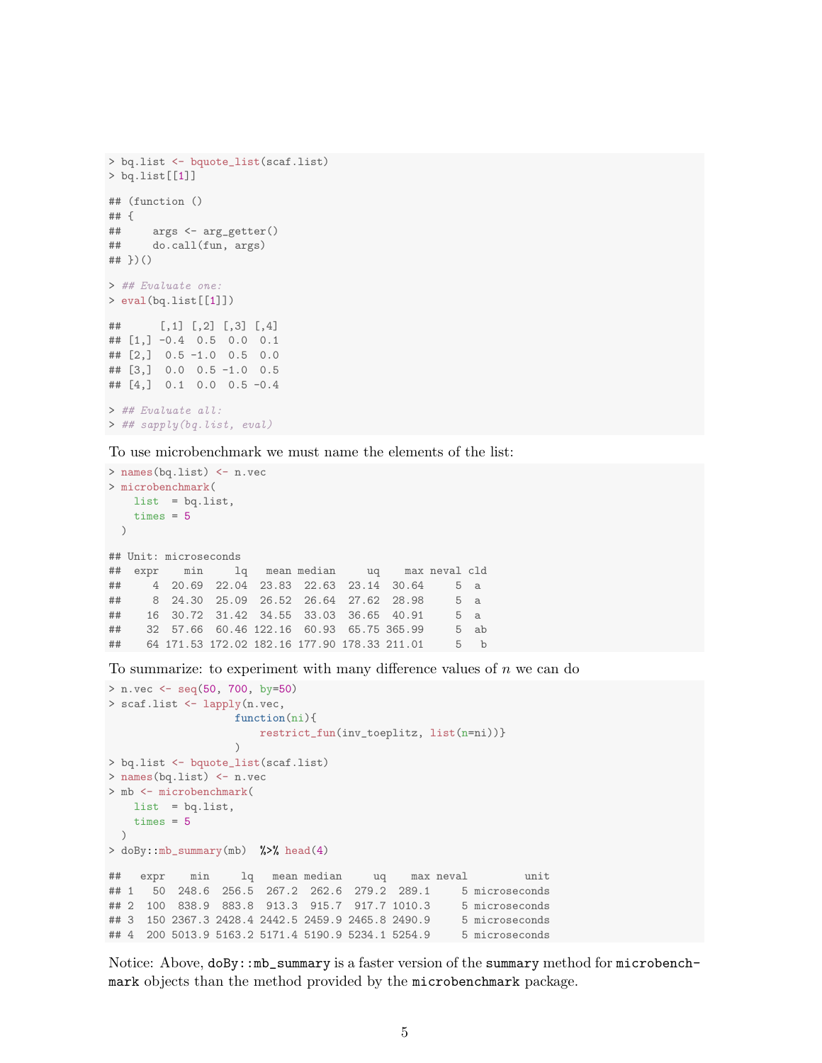```
> bq.list <- bquote_list(scaf.list)
> bq.list[[1]]

## (function ()
## {
##     args <- arg_getter()
##     do.call(fun, args)
## })()

> ## Evaluate one:
> eval(bq.list[[1]])

##      [,1] [,2] [,3] [,4]
## [1,] -0.4  0.5  0.0  0.1
## [2,]  0.5 -1.0  0.5  0.0
## [3,]  0.0  0.5 -1.0  0.5
## [4,]  0.1  0.0  0.5 -0.4

> ## Evaluate all:
> ## sapply(bq.list, eval)
```

To use microbenchmark we must name the elements of the list:

```
> names(bq.list) <- n.vec
> microbenchmark(
    list  = bq.list,
    times = 5
  )

## Unit: microseconds
##  expr    min     lq   mean median     uq    max neval cld
##     4  20.69  22.04  23.83  22.63  23.14  30.64     5  a
##     8  24.30  25.09  26.52  26.64  27.62  28.98     5  a
##    16  30.72  31.42  34.55  33.03  36.65  40.91     5  a
##    32  57.66  60.46 122.16  60.93  65.75 365.99     5  ab
##    64 171.53 172.02 182.16 177.90 178.33 211.01     5   b
```

To summarize: to experiment with many difference values of $n$ we can do

```
> n.vec <- seq(50, 700, by=50)
> scaf.list <- lapply(n.vec,
                    function(ni){
                        restrict_fun(inv_toeplitz, list(n=ni))}
                    )
> bq.list <- bquote_list(scaf.list)
> names(bq.list) <- n.vec
> mb <- microbenchmark(
    list  = bq.list,
    times = 5
  )
> doBy::mb_summary(mb)  %>% head(4)

##   expr    min     lq   mean median     uq    max neval         unit
## 1   50  248.6  256.5  267.2  262.6  279.2  289.1     5 microseconds
## 2  100  838.9  883.8  913.3  915.7  917.7 1010.3     5 microseconds
## 3  150 2367.3 2428.4 2442.5 2459.9 2465.8 2490.9     5 microseconds
## 4  200 5013.9 5163.2 5171.4 5190.9 5234.1 5254.9     5 microseconds
```

Notice: Above, `doBy::mb_summary` is a faster version of the `summary` method for `microbenchmark` objects than the method provided by the `microbenchmark` package.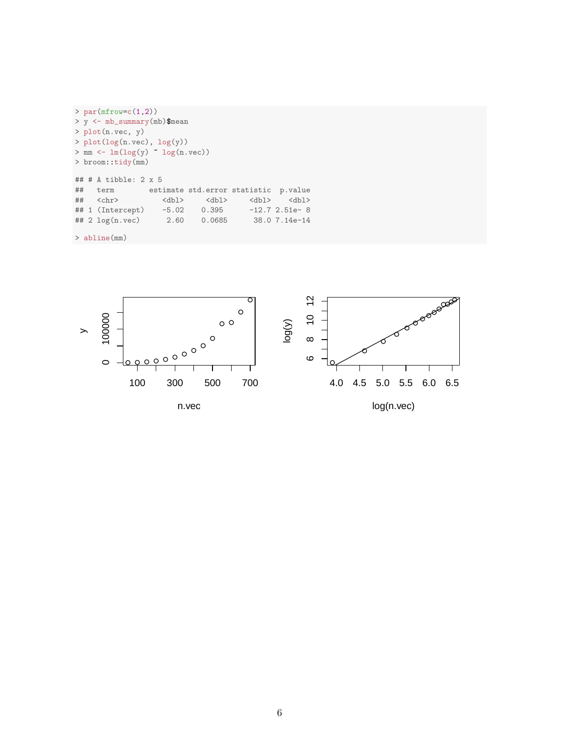```
> par(mfrow=c(1,2))
> y <- mb_summary(mb)$mean
> plot(n.vec, y)
> plot(log(n.vec), log(y))
> mm <- lm(log(y) ~ log(n.vec))
> broom::tidy(mm)

## # A tibble: 2 x 5
##   term        estimate std.error statistic  p.value
##   <chr>          <dbl>     <dbl>     <dbl>    <dbl>
## 1 (Intercept)    -5.02    0.395      -12.7 2.51e- 8
## 2 log(n.vec)      2.60    0.0685      38.0 7.14e-14

> abline(mm)
```

y

0

100000

100

300

500

700

n.vec

log(y)

6

8

10

12

4.0

4.5

5.0

5.5

6.0

6.5

log(n.vec)